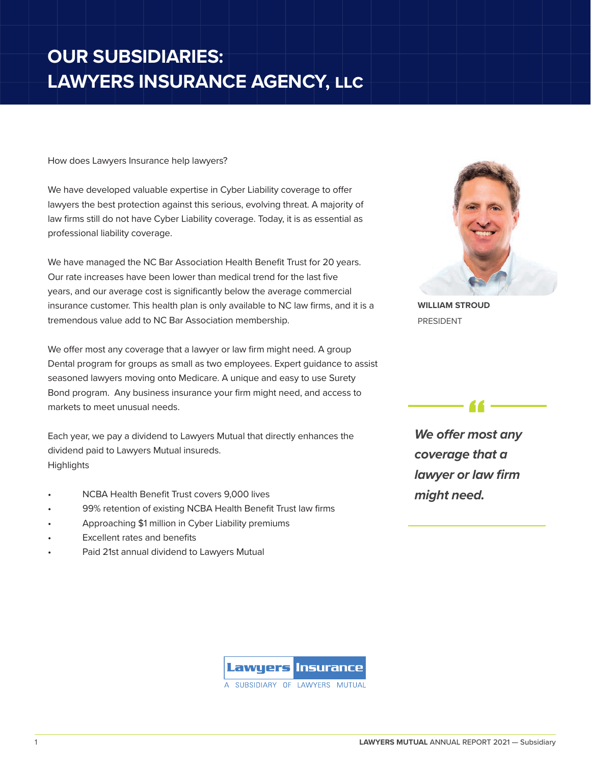# OUR SUBSIDIARIES: LAWYERS INSURANCE AGENCY, LLC

How does Lawyers Insurance help lawyers?

We have developed valuable expertise in Cyber Liability coverage to offer lawyers the best protection against this serious, evolving threat. A majority of law firms still do not have Cyber Liability coverage. Today, it is as essential as professional liability coverage.

We have managed the NC Bar Association Health Benefit Trust for 20 years. Our rate increases have been lower than medical trend for the last five years, and our average cost is significantly below the average commercial insurance customer. This health plan is only available to NC law firms, and it is a tremendous value add to NC Bar Association membership.

We offer most any coverage that a lawyer or law firm might need. A group Dental program for groups as small as two employees. Expert guidance to assist seasoned lawyers moving onto Medicare. A unique and easy to use Surety Bond program. Any business insurance your firm might need, and access to markets to meet unusual needs.

Each year, we pay a dividend to Lawyers Mutual that directly enhances the dividend paid to Lawyers Mutual insureds.

Highlights

- NCBA Health Benefit Trust covers 9,000 lives
- 99% retention of existing NCBA Health Benefit Trust law firms
- Approaching $1 million in Cyber Liability premiums
- Excellent rates and benefits
- Paid 21st annual dividend to Lawyers Mutual

**WILLIAM STROUD**
PRESIDENT

> ***We offer most any coverage that a lawyer or law firm might need.***

Lawyers Insurance
A SUBSIDIARY OF LAWYERS MUTUAL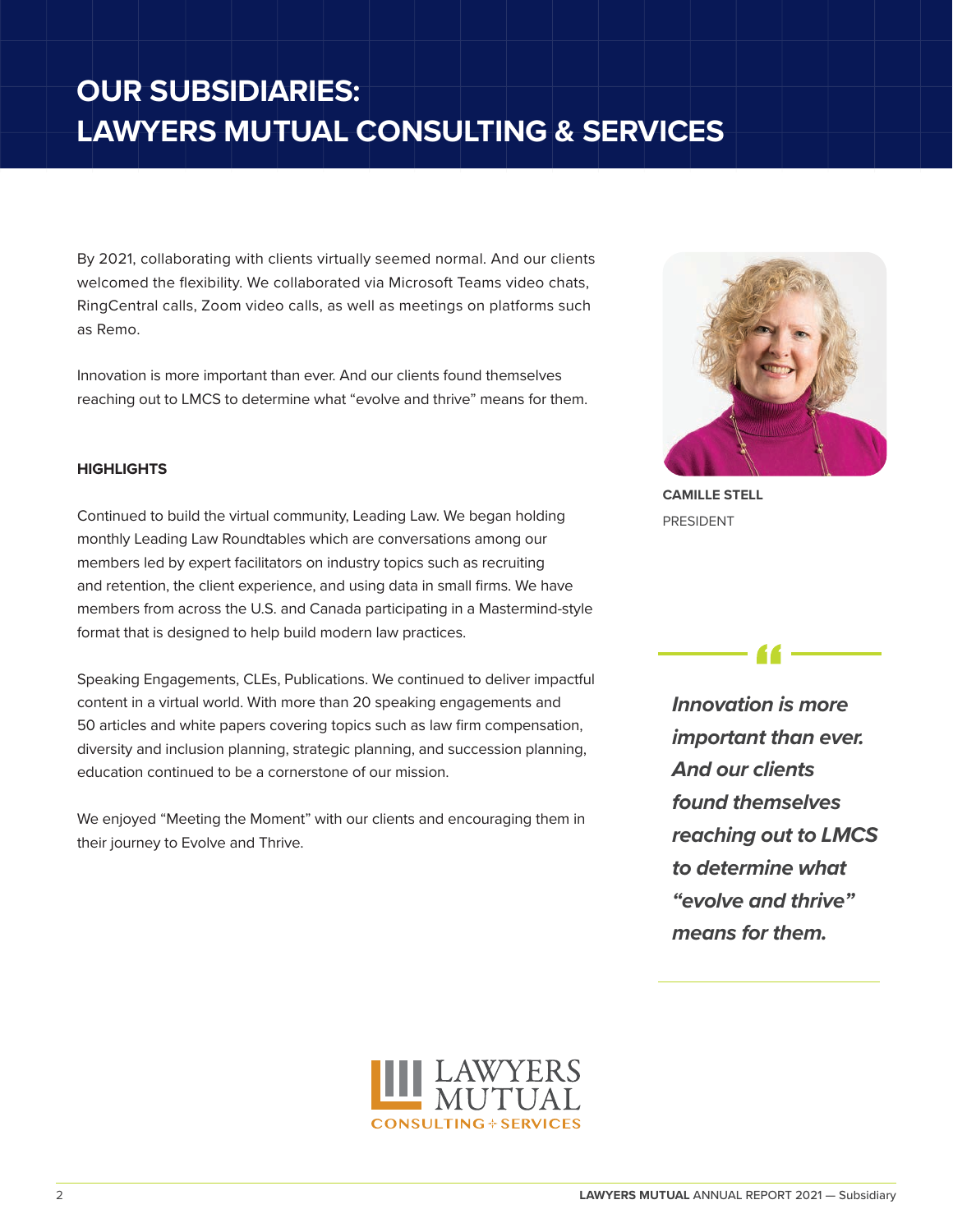# OUR SUBSIDIARIES: LAWYERS MUTUAL CONSULTING & SERVICES

By 2021, collaborating with clients virtually seemed normal. And our clients welcomed the flexibility. We collaborated via Microsoft Teams video chats, RingCentral calls, Zoom video calls, as well as meetings on platforms such as Remo.

Innovation is more important than ever. And our clients found themselves reaching out to LMCS to determine what "evolve and thrive" means for them.

**CAMILLE STELL**
PRESIDENT

### HIGHLIGHTS

Continued to build the virtual community, Leading Law. We began holding monthly Leading Law Roundtables which are conversations among our members led by expert facilitators on industry topics such as recruiting and retention, the client experience, and using data in small firms. We have members from across the U.S. and Canada participating in a Mastermind-style format that is designed to help build modern law practices.

Speaking Engagements, CLEs, Publications. We continued to deliver impactful content in a virtual world. With more than 20 speaking engagements and 50 articles and white papers covering topics such as law firm compensation, diversity and inclusion planning, strategic planning, and succession planning, education continued to be a cornerstone of our mission.

We enjoyed "Meeting the Moment" with our clients and encouraging them in their journey to Evolve and Thrive.

> ***Innovation is more important than ever. And our clients found themselves reaching out to LMCS to determine what "evolve and thrive" means for them.***

LAWYERS MUTUAL
CONSULTING + SERVICES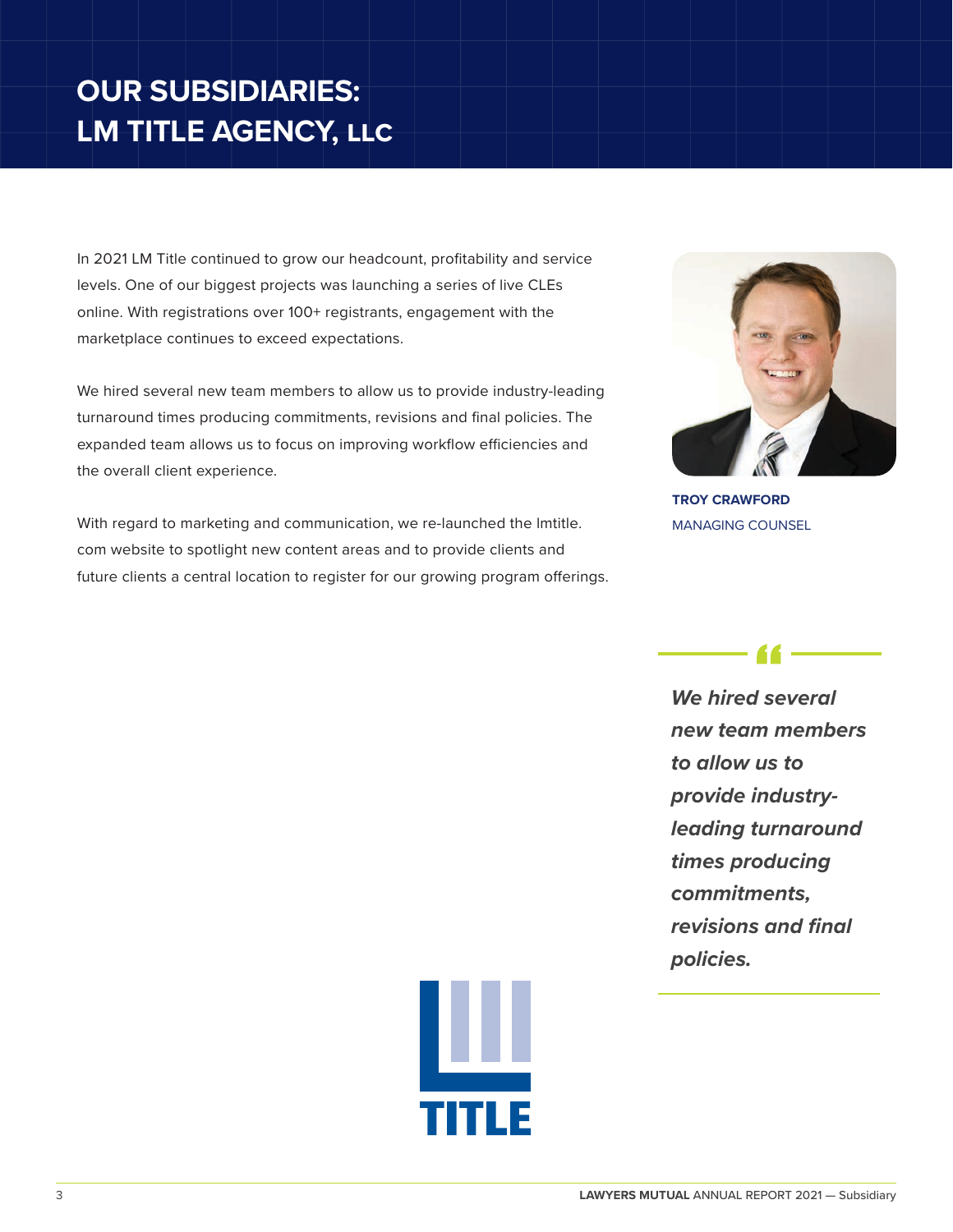# OUR SUBSIDIARIES: LM TITLE AGENCY, LLC

In 2021 LM Title continued to grow our headcount, profitability and service levels. One of our biggest projects was launching a series of live CLEs online. With registrations over 100+ registrants, engagement with the marketplace continues to exceed expectations.

We hired several new team members to allow us to provide industry-leading turnaround times producing commitments, revisions and final policies. The expanded team allows us to focus on improving workflow efficiencies and the overall client experience.

With regard to marketing and communication, we re-launched the lmtitle.com website to spotlight new content areas and to provide clients and future clients a central location to register for our growing program offerings.

**TROY CRAWFORD**
MANAGING COUNSEL

> ***We hired several new team members to allow us to provide industry-leading turnaround times producing commitments, revisions and final policies.***

TITLE